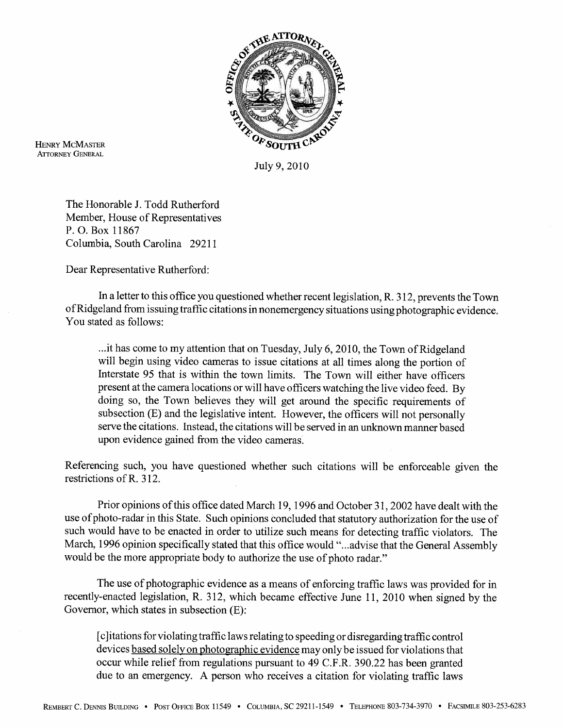HENRY MCMASTER
ATTORNEY GENERAL

July 9, 2010

The Honorable J. Todd Rutherford
Member, House of Representatives
P. O. Box 11867
Columbia, South Carolina 29211

Dear Representative Rutherford:

In a letter to this office you questioned whether recent legislation, R. 312, prevents the Town of Ridgeland from issuing traffic citations in nonemergency situations using photographic evidence. You stated as follows:

> ...it has come to my attention that on Tuesday, July 6, 2010, the Town of Ridgeland will begin using video cameras to issue citations at all times along the portion of Interstate 95 that is within the town limits. The Town will either have officers present at the camera locations or will have officers watching the live video feed. By doing so, the Town believes they will get around the specific requirements of subsection (E) and the legislative intent. However, the officers will not personally serve the citations. Instead, the citations will be served in an unknown manner based upon evidence gained from the video cameras.

Referencing such, you have questioned whether such citations will be enforceable given the restrictions of R. 312.

Prior opinions of this office dated March 19, 1996 and October 31, 2002 have dealt with the use of photo-radar in this State. Such opinions concluded that statutory authorization for the use of such would have to be enacted in order to utilize such means for detecting traffic violators. The March, 1996 opinion specifically stated that this office would "...advise that the General Assembly would be the more appropriate body to authorize the use of photo radar."

The use of photographic evidence as a means of enforcing traffic laws was provided for in recently-enacted legislation, R. 312, which became effective June 11, 2010 when signed by the Governor, which states in subsection (E):

> [c]itations for violating traffic laws relating to speeding or disregarding traffic control devices <u>based solely on photographic evidence</u> may only be issued for violations that occur while relief from regulations pursuant to 49 C.F.R. 390.22 has been granted due to an emergency. A person who receives a citation for violating traffic laws

REMBERT C. DENNIS BUILDING • POST OFFICE BOX 11549 • COLUMBIA, SC 29211-1549 • TELEPHONE 803-734-3970 • FACSIMILE 803-253-6283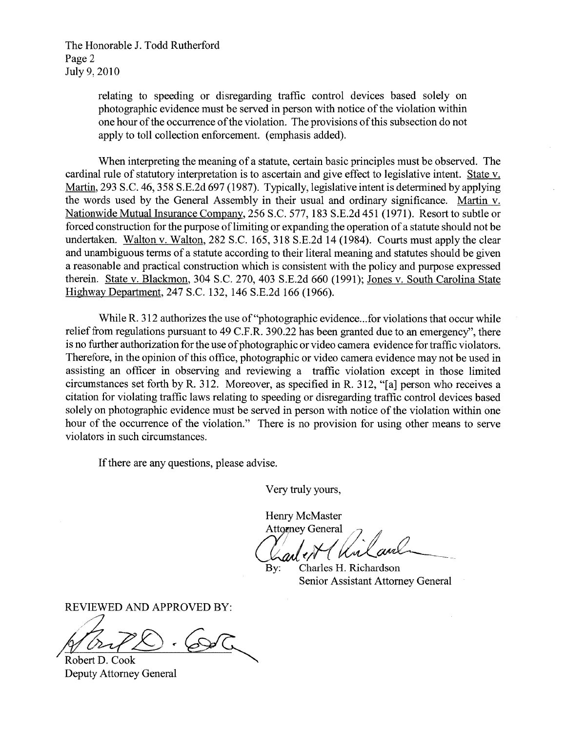> relating to speeding or disregarding traffic control devices based solely on photographic evidence must be served in person with notice of the violation within one hour of the occurrence of the violation. The provisions of this subsection do not apply to toll collection enforcement. (emphasis added).

When interpreting the meaning of a statute, certain basic principles must be observed. The cardinal rule of statutory interpretation is to ascertain and give effect to legislative intent. State v. Martin, 293 S.C. 46, 358 S.E.2d 697 (1987). Typically, legislative intent is determined by applying the words used by the General Assembly in their usual and ordinary significance. Martin v. Nationwide Mutual Insurance Company, 256 S.C. 577, 183 S.E.2d 451 (1971). Resort to subtle or forced construction for the purpose of limiting or expanding the operation of a statute should not be undertaken. Walton v. Walton, 282 S.C. 165, 318 S.E.2d 14 (1984). Courts must apply the clear and unambiguous terms of a statute according to their literal meaning and statutes should be given a reasonable and practical construction which is consistent with the policy and purpose expressed therein. State v. Blackmon, 304 S.C. 270, 403 S.E.2d 660 (1991); Jones v. South Carolina State Highway Department, 247 S.C. 132, 146 S.E.2d 166 (1966).

While R. 312 authorizes the use of "photographic evidence...for violations that occur while relief from regulations pursuant to 49 C.F.R. 390.22 has been granted due to an emergency", there is no further authorization for the use of photographic or video camera evidence for traffic violators. Therefore, in the opinion of this office, photographic or video camera evidence may not be used in assisting an officer in observing and reviewing a traffic violation except in those limited circumstances set forth by R. 312. Moreover, as specified in R. 312, "[a] person who receives a citation for violating traffic laws relating to speeding or disregarding traffic control devices based solely on photographic evidence must be served in person with notice of the violation within one hour of the occurrence of the violation." There is no provision for using other means to serve violators in such circumstances.

If there are any questions, please advise.

Very truly yours,

Henry McMaster
Attorney General

By: Charles H. Richardson
Senior Assistant Attorney General

REVIEWED AND APPROVED BY:

Robert D. Cook
Deputy Attorney General